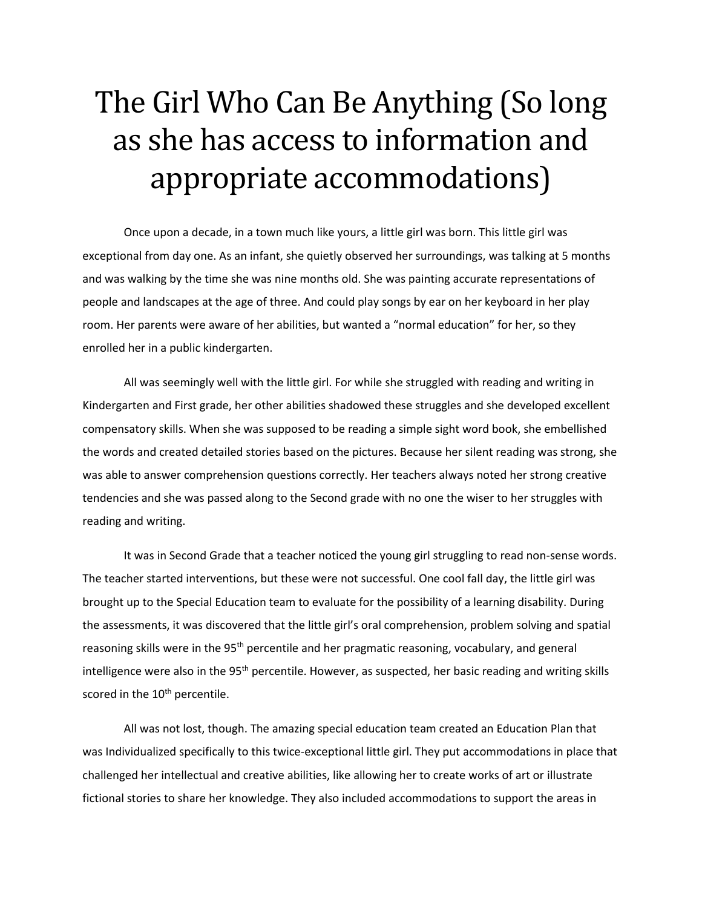# The Girl Who Can Be Anything (So long as she has access to information and appropriate accommodations)

Once upon a decade, in a town much like yours, a little girl was born. This little girl was exceptional from day one. As an infant, she quietly observed her surroundings, was talking at 5 months and was walking by the time she was nine months old. She was painting accurate representations of people and landscapes at the age of three. And could play songs by ear on her keyboard in her play room. Her parents were aware of her abilities, but wanted a “normal education” for her, so they enrolled her in a public kindergarten.

All was seemingly well with the little girl. For while she struggled with reading and writing in Kindergarten and First grade, her other abilities shadowed these struggles and she developed excellent compensatory skills. When she was supposed to be reading a simple sight word book, she embellished the words and created detailed stories based on the pictures. Because her silent reading was strong, she was able to answer comprehension questions correctly. Her teachers always noted her strong creative tendencies and she was passed along to the Second grade with no one the wiser to her struggles with reading and writing.

It was in Second Grade that a teacher noticed the young girl struggling to read non-sense words. The teacher started interventions, but these were not successful. One cool fall day, the little girl was brought up to the Special Education team to evaluate for the possibility of a learning disability. During the assessments, it was discovered that the little girl’s oral comprehension, problem solving and spatial reasoning skills were in the 95th percentile and her pragmatic reasoning, vocabulary, and general intelligence were also in the 95th percentile. However, as suspected, her basic reading and writing skills scored in the 10th percentile.

All was not lost, though. The amazing special education team created an Education Plan that was Individualized specifically to this twice-exceptional little girl. They put accommodations in place that challenged her intellectual and creative abilities, like allowing her to create works of art or illustrate fictional stories to share her knowledge. They also included accommodations to support the areas in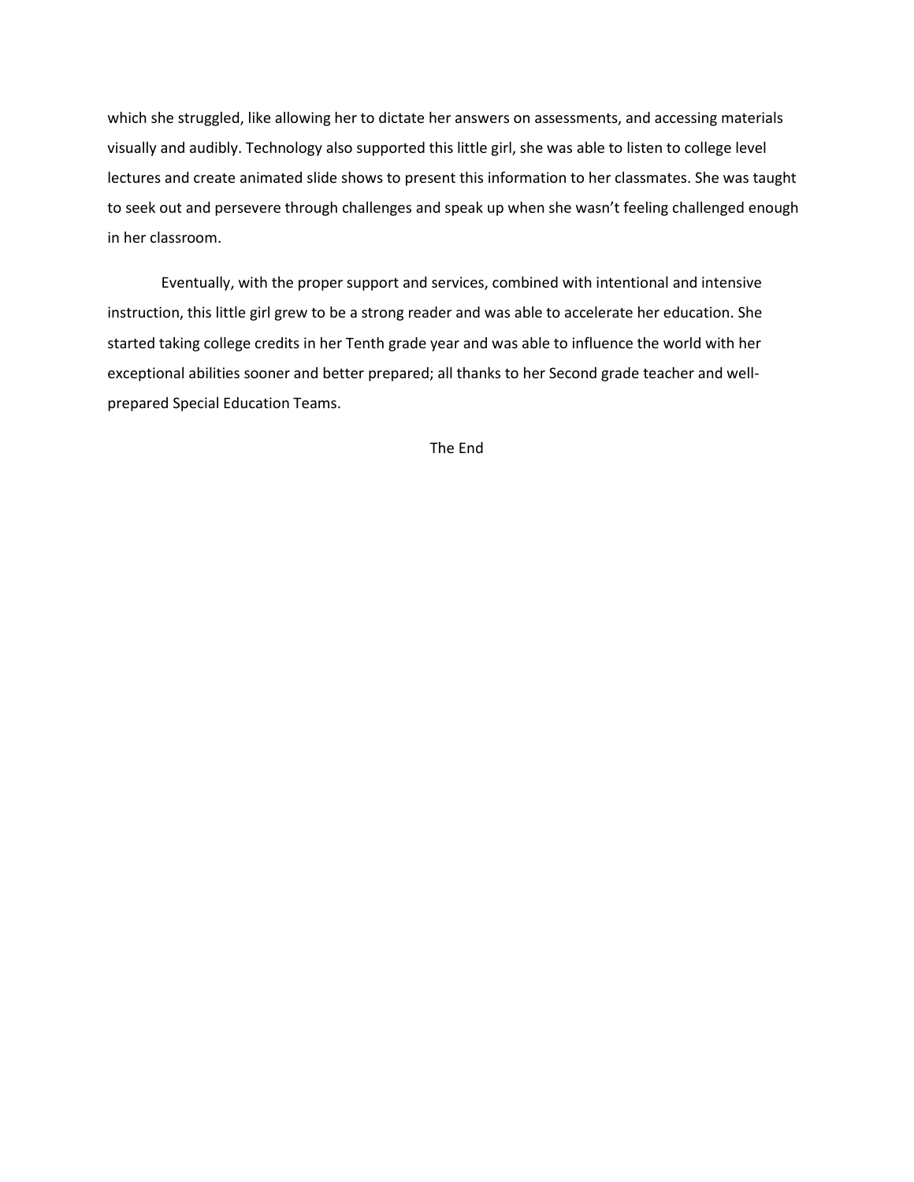which she struggled, like allowing her to dictate her answers on assessments, and accessing materials visually and audibly. Technology also supported this little girl, she was able to listen to college level lectures and create animated slide shows to present this information to her classmates. She was taught to seek out and persevere through challenges and speak up when she wasn't feeling challenged enough in her classroom.

Eventually, with the proper support and services, combined with intentional and intensive instruction, this little girl grew to be a strong reader and was able to accelerate her education. She started taking college credits in her Tenth grade year and was able to influence the world with her exceptional abilities sooner and better prepared; all thanks to her Second grade teacher and well-prepared Special Education Teams.

The End